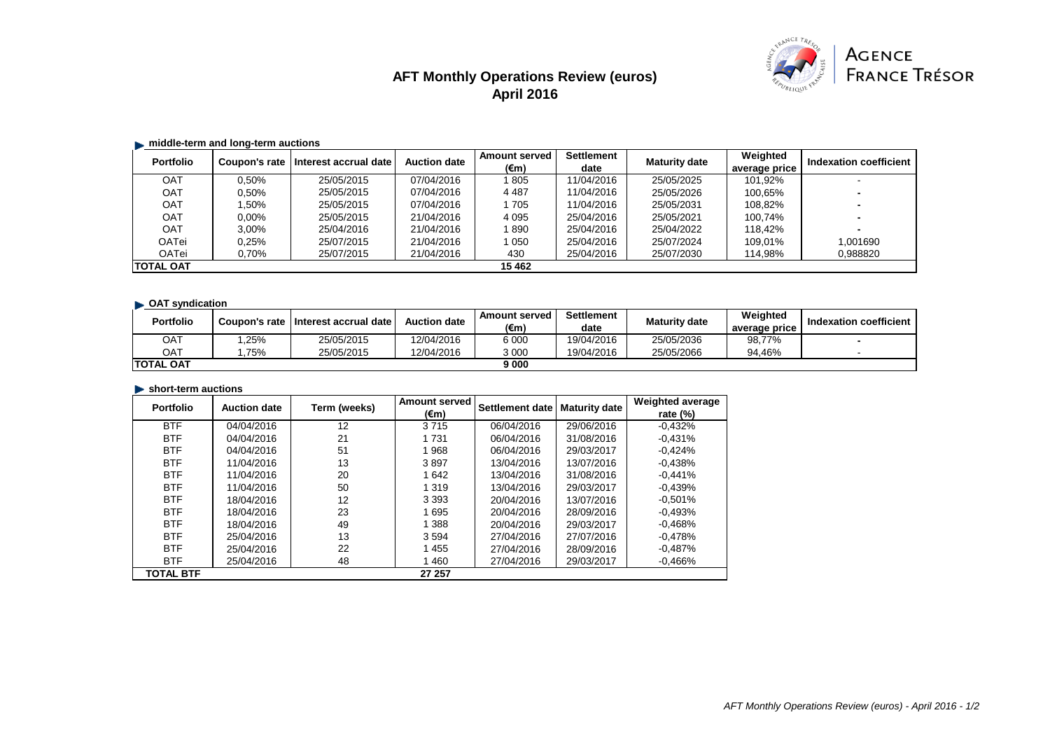# AFT Monthly Operations Review (euros)
## April 2016

AGENCE FRANCE TRÉSOR

### middle-term and long-term auctions

| Portfolio | Coupon's rate | Interest accrual date | Auction date | Amount served (€m) | Settlement date | Maturity date | Weighted average price | Indexation coefficient |
|---|---|---|---|---|---|---|---|---|
| OAT | 0,50% | 25/05/2015 | 07/04/2016 | 1 805 | 11/04/2016 | 25/05/2025 | 101,92% | - |
| OAT | 0,50% | 25/05/2015 | 07/04/2016 | 4 487 | 11/04/2016 | 25/05/2026 | 100,65% | - |
| OAT | 1,50% | 25/05/2015 | 07/04/2016 | 1 705 | 11/04/2016 | 25/05/2031 | 108,82% | - |
| OAT | 0,00% | 25/05/2015 | 21/04/2016 | 4 095 | 25/04/2016 | 25/05/2021 | 100,74% | - |
| OAT | 3,00% | 25/04/2016 | 21/04/2016 | 1 890 | 25/04/2016 | 25/04/2022 | 118,42% | - |
| OATei | 0,25% | 25/07/2015 | 21/04/2016 | 1 050 | 25/04/2016 | 25/07/2024 | 109,01% | 1,001690 |
| OATei | 0,70% | 25/07/2015 | 21/04/2016 | 430 | 25/04/2016 | 25/07/2030 | 114,98% | 0,988820 |
| **TOTAL OAT** | | | | **15 462** | | | | |

### OAT syndication

| Portfolio | Coupon's rate | Interest accrual date | Auction date | Amount served (€m) | Settlement date | Maturity date | Weighted average price | Indexation coefficient |
|---|---|---|---|---|---|---|---|---|
| OAT | 1,25% | 25/05/2015 | 12/04/2016 | 6 000 | 19/04/2016 | 25/05/2036 | 98,77% | - |
| OAT | 1,75% | 25/05/2015 | 12/04/2016 | 3 000 | 19/04/2016 | 25/05/2066 | 94,46% | - |
| **TOTAL OAT** | | | | **9 000** | | | | |

### short-term auctions

| Portfolio | Auction date | Term (weeks) | Amount served (€m) | Settlement date | Maturity date | Weighted average rate (%) |
|---|---|---|---|---|---|---|
| BTF | 04/04/2016 | 12 | 3 715 | 06/04/2016 | 29/06/2016 | -0,432% |
| BTF | 04/04/2016 | 21 | 1 731 | 06/04/2016 | 31/08/2016 | -0,431% |
| BTF | 04/04/2016 | 51 | 1 968 | 06/04/2016 | 29/03/2017 | -0,424% |
| BTF | 11/04/2016 | 13 | 3 897 | 13/04/2016 | 13/07/2016 | -0,438% |
| BTF | 11/04/2016 | 20 | 1 642 | 13/04/2016 | 31/08/2016 | -0,441% |
| BTF | 11/04/2016 | 50 | 1 319 | 13/04/2016 | 29/03/2017 | -0,439% |
| BTF | 18/04/2016 | 12 | 3 393 | 20/04/2016 | 13/07/2016 | -0,501% |
| BTF | 18/04/2016 | 23 | 1 695 | 20/04/2016 | 28/09/2016 | -0,493% |
| BTF | 18/04/2016 | 49 | 1 388 | 20/04/2016 | 29/03/2017 | -0,468% |
| BTF | 25/04/2016 | 13 | 3 594 | 27/04/2016 | 27/07/2016 | -0,478% |
| BTF | 25/04/2016 | 22 | 1 455 | 27/04/2016 | 28/09/2016 | -0,487% |
| BTF | 25/04/2016 | 48 | 1 460 | 27/04/2016 | 29/03/2017 | -0,466% |
| **TOTAL BTF** | | | **27 257** | | | |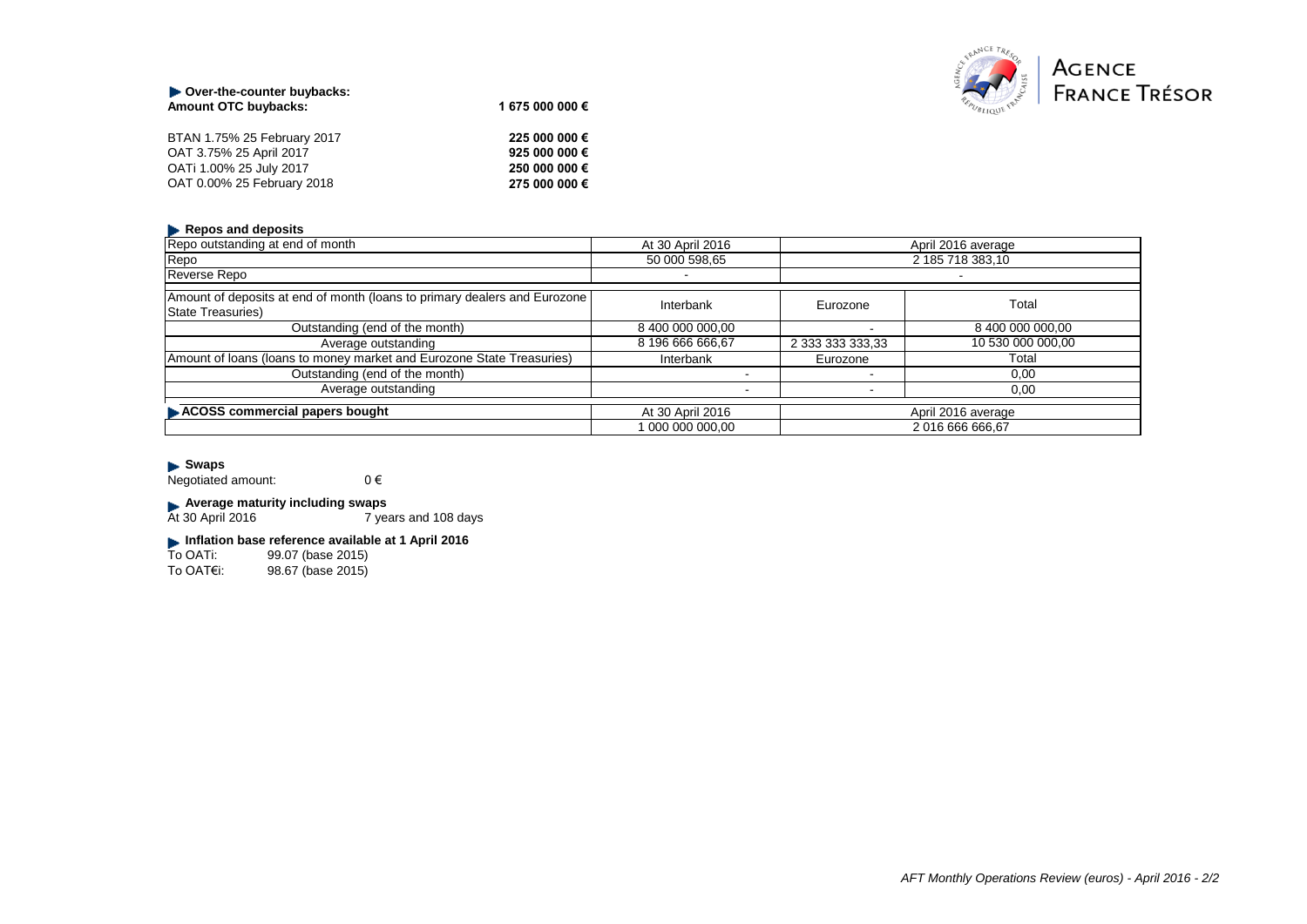**Over-the-counter buybacks:**

| | |
|---|---|
| **Amount OTC buybacks:** | **1 675 000 000 €** |
| BTAN 1.75% 25 February 2017 | **225 000 000 €** |
| OAT 3.75% 25 April 2017 | **925 000 000 €** |
| OATi 1.00% 25 July 2017 | **250 000 000 €** |
| OAT 0.00% 25 February 2018 | **275 000 000 €** |

**Repos and deposits**

| Repo outstanding at end of month | At 30 April 2016 | April 2016 average | |
|---|---|---|---|
| Repo | 50 000 598,65 | 2 185 718 383,10 | |
| Reverse Repo | - | - | |
| Amount of deposits at end of month (loans to primary dealers and Eurozone State Treasuries) | Interbank | Eurozone | Total |
| Outstanding (end of the month) | 8 400 000 000,00 | - | 8 400 000 000,00 |
| Average outstanding | 8 196 666 666,67 | 2 333 333 333,33 | 10 530 000 000,00 |
| Amount of loans (loans to money market and Eurozone State Treasuries) | Interbank | Eurozone | Total |
| Outstanding (end of the month) | - | - | 0,00 |
| Average outstanding | - | - | 0,00 |

| **ACOSS commercial papers bought** | At 30 April 2016 | April 2016 average |
|---|---|---|
| | 1 000 000 000,00 | 2 016 666 666,67 |

**Swaps**

Negotiated amount: 0 €

**Average maturity including swaps**

At 30 April 2016 7 years and 108 days

**Inflation base reference available at 1 April 2016**

To OATi: 99.07 (base 2015)

To OAT€i: 98.67 (base 2015)